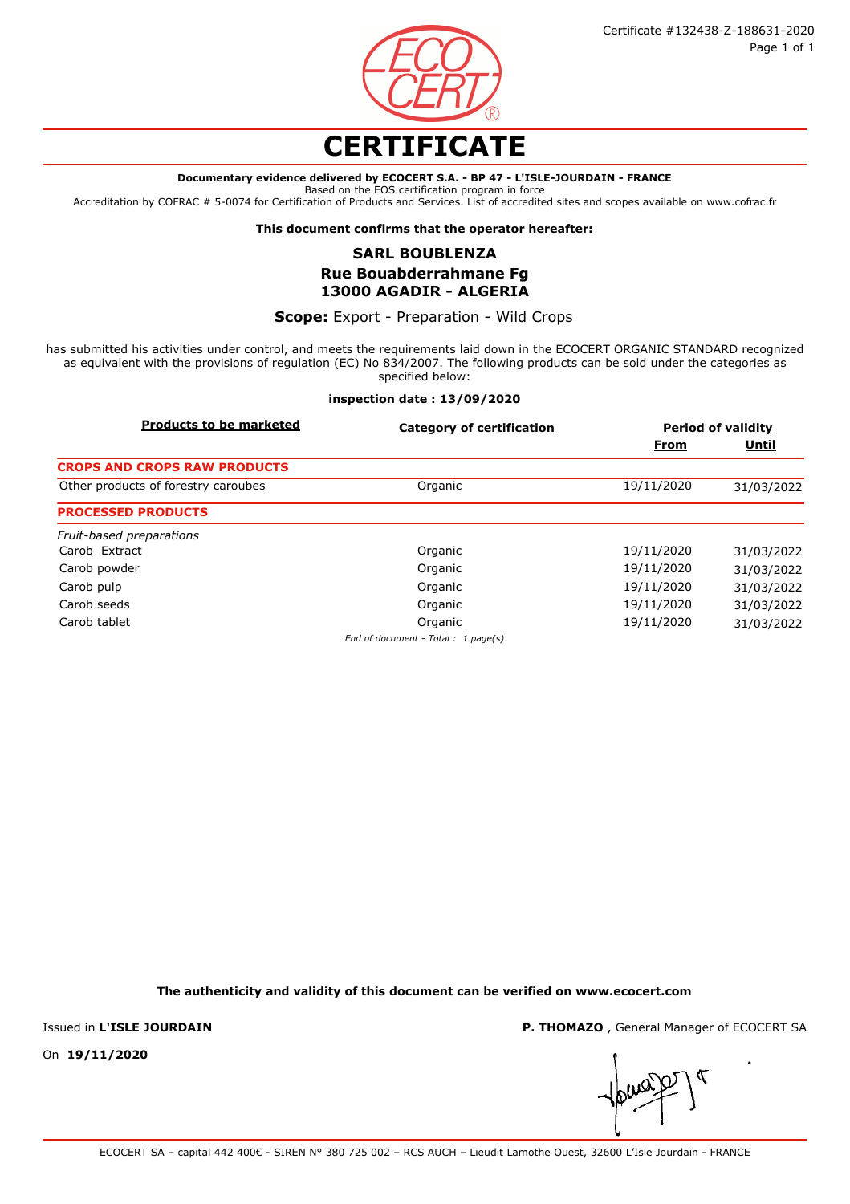Certificate #132438-Z-188631-2020

# CERTIFICATE

**Documentary evidence delivered by ECOCERT S.A. - BP 47 - L'ISLE-JOURDAIN - FRANCE**
Based on the EOS certification program in force
Accreditation by COFRAC # 5-0074 for Certification of Products and Services. List of accredited sites and scopes available on www.cofrac.fr

**This document confirms that the operator hereafter:**

**SARL BOUBLENZA**
**Rue Bouabderrahmane Fg**
**13000 AGADIR - ALGERIA**

**Scope:** Export - Preparation - Wild Crops

has submitted his activities under control, and meets the requirements laid down in the ECOCERT ORGANIC STANDARD recognized as equivalent with the provisions of regulation (EC) No 834/2007. The following products can be sold under the categories as specified below:

**inspection date : 13/09/2020**

| Products to be marketed | Category of certification | Period of validity | |
|---|---|---|---|
| | | From | Until |
| **CROPS AND CROPS RAW PRODUCTS** | | | |
| Other products of forestry caroubes | Organic | 19/11/2020 | 31/03/2022 |
| **PROCESSED PRODUCTS** | | | |
| *Fruit-based preparations* | | | |
| Carob Extract | Organic | 19/11/2020 | 31/03/2022 |
| Carob powder | Organic | 19/11/2020 | 31/03/2022 |
| Carob pulp | Organic | 19/11/2020 | 31/03/2022 |
| Carob seeds | Organic | 19/11/2020 | 31/03/2022 |
| Carob tablet | Organic | 19/11/2020 | 31/03/2022 |

*End of document - Total : 1 page(s)*

**The authenticity and validity of this document can be verified on www.ecocert.com**

Issued in **L'ISLE JOURDAIN**

On **19/11/2020**

**P. THOMAZO** , General Manager of ECOCERT SA

ECOCERT SA – capital 442 400€ - SIREN N° 380 725 002 – RCS AUCH – Lieudit Lamothe Ouest, 32600 L'Isle Jourdain - FRANCE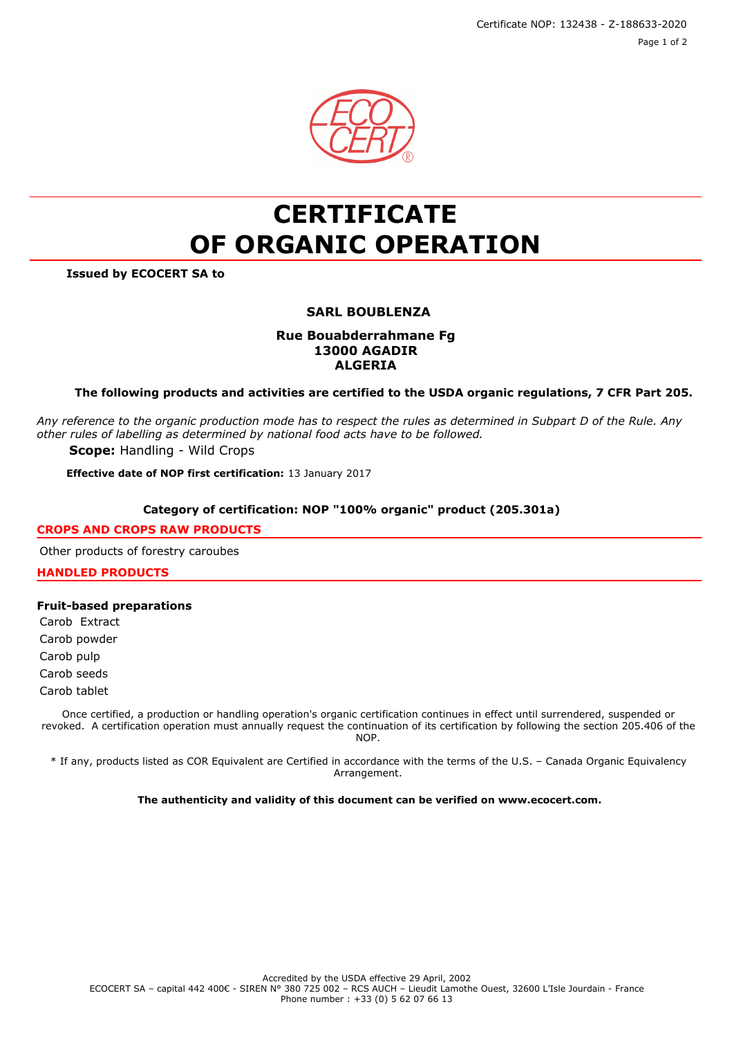Certificate NOP: 132438 - Z-188633-2020

# CERTIFICATE
# OF ORGANIC OPERATION

**Issued by ECOCERT SA to**

**SARL BOUBLENZA**

**Rue Bouabderrahmane Fg**
**13000 AGADIR**
**ALGERIA**

**The following products and activities are certified to the USDA organic regulations, 7 CFR Part 205.**

*Any reference to the organic production mode has to respect the rules as determined in Subpart D of the Rule. Any other rules of labelling as determined by national food acts have to be followed.*

**Scope:** Handling - Wild Crops

**Effective date of NOP first certification:** 13 January 2017

**Category of certification: NOP "100% organic" product (205.301a)**

## CROPS AND CROPS RAW PRODUCTS

Other products of forestry caroubes

## HANDLED PRODUCTS

**Fruit-based preparations**

Carob Extract
Carob powder
Carob pulp
Carob seeds
Carob tablet

Once certified, a production or handling operation's organic certification continues in effect until surrendered, suspended or revoked. A certification operation must annually request the continuation of its certification by following the section 205.406 of the NOP.

* If any, products listed as COR Equivalent are Certified in accordance with the terms of the U.S. – Canada Organic Equivalency Arrangement.

**The authenticity and validity of this document can be verified on www.ecocert.com.**

Accredited by the USDA effective 29 April, 2002
ECOCERT SA – capital 442 400€ - SIREN N° 380 725 002 – RCS AUCH – Lieudit Lamothe Ouest, 32600 L'Isle Jourdain - France
Phone number : +33 (0) 5 62 07 66 13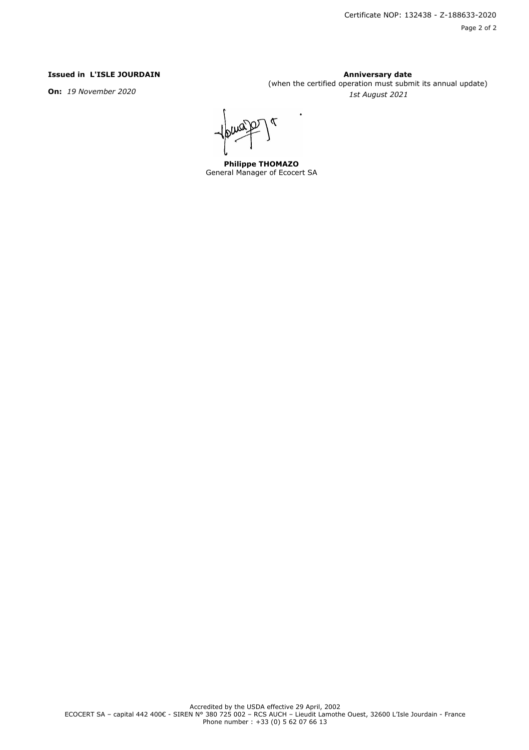**Issued in L'ISLE JOURDAIN**

**On:** *19 November 2020*

**Anniversary date**
(when the certified operation must submit its annual update)
*1st August 2021*

**Philippe THOMAZO**
General Manager of Ecocert SA

Accredited by the USDA effective 29 April, 2002
ECOCERT SA – capital 442 400€ - SIREN N° 380 725 002 – RCS AUCH – Lieudit Lamothe Ouest, 32600 L'Isle Jourdain - France
Phone number : +33 (0) 5 62 07 66 13